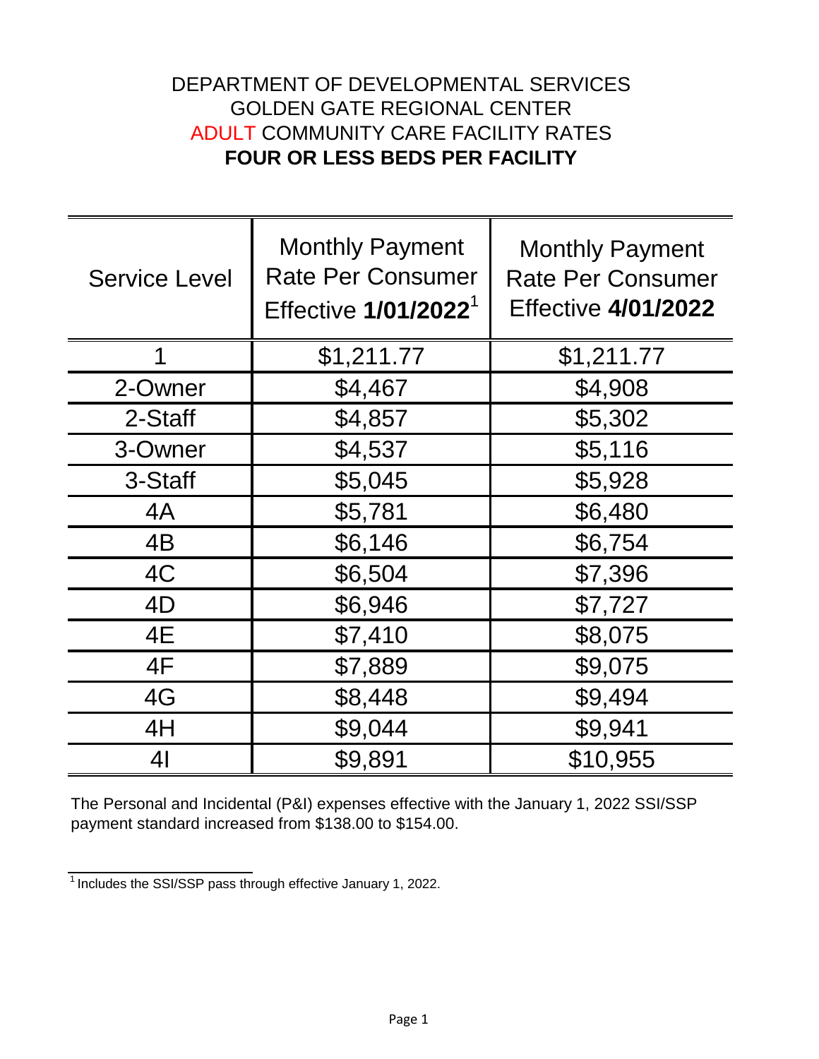# DEPARTMENT OF DEVELOPMENTAL SERVICES
## GOLDEN GATE REGIONAL CENTER
## ADULT COMMUNITY CARE FACILITY RATES
## FOUR OR LESS BEDS PER FACILITY

| Service Level | Monthly Payment Rate Per Consumer Effective **1/01/2022**[1] | Monthly Payment Rate Per Consumer Effective **4/01/2022** |
|---|---|---|
| 1 | $1,211.77 | $1,211.77 |
| 2-Owner | $4,467 | $4,908 |
| 2-Staff | $4,857 | $5,302 |
| 3-Owner | $4,537 | $5,116 |
| 3-Staff | $5,045 | $5,928 |
| 4A | $5,781 | $6,480 |
| 4B | $6,146 | $6,754 |
| 4C | $6,504 | $7,396 |
| 4D | $6,946 | $7,727 |
| 4E | $7,410 | $8,075 |
| 4F | $7,889 | $9,075 |
| 4G | $8,448 | $9,494 |
| 4H | $9,044 | $9,941 |
| 4I | $9,891 | $10,955 |

The Personal and Incidental (P&I) expenses effective with the January 1, 2022 SSI/SSP payment standard increased from $138.00 to $154.00.

[1] Includes the SSI/SSP pass through effective January 1, 2022.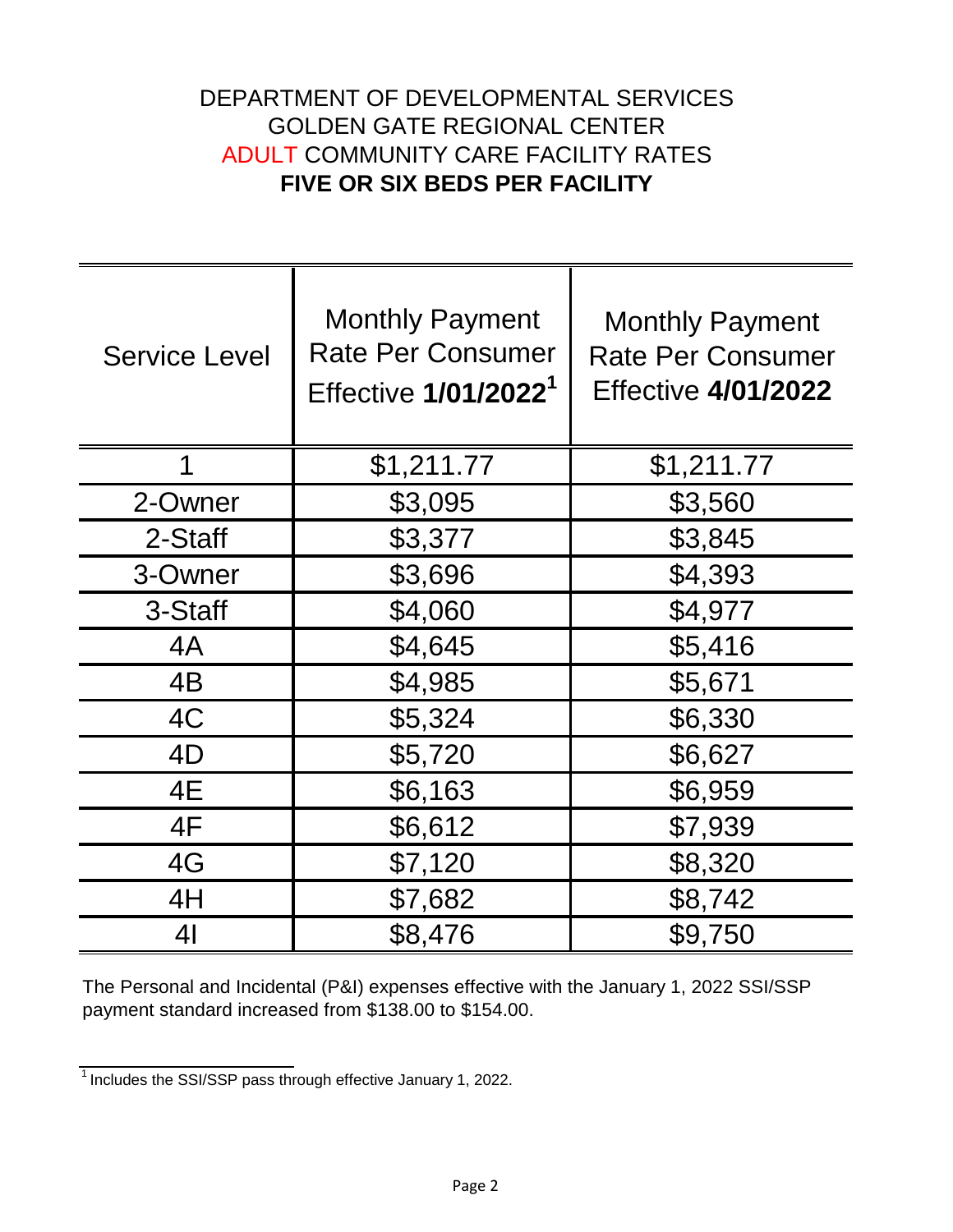# DEPARTMENT OF DEVELOPMENTAL SERVICES
## GOLDEN GATE REGIONAL CENTER
## ADULT COMMUNITY CARE FACILITY RATES
## **FIVE OR SIX BEDS PER FACILITY**

| Service Level | Monthly Payment Rate Per Consumer Effective **1/01/2022**[1] | Monthly Payment Rate Per Consumer Effective **4/01/2022** |
|---|---|---|
| 1 | $1,211.77 | $1,211.77 |
| 2-Owner | $3,095 | $3,560 |
| 2-Staff | $3,377 | $3,845 |
| 3-Owner | $3,696 | $4,393 |
| 3-Staff | $4,060 | $4,977 |
| 4A | $4,645 | $5,416 |
| 4B | $4,985 | $5,671 |
| 4C | $5,324 | $6,330 |
| 4D | $5,720 | $6,627 |
| 4E | $6,163 | $6,959 |
| 4F | $6,612 | $7,939 |
| 4G | $7,120 | $8,320 |
| 4H | $7,682 | $8,742 |
| 4I | $8,476 | $9,750 |

The Personal and Incidental (P&I) expenses effective with the January 1, 2022 SSI/SSP payment standard increased from $138.00 to $154.00.

[1] Includes the SSI/SSP pass through effective January 1, 2022.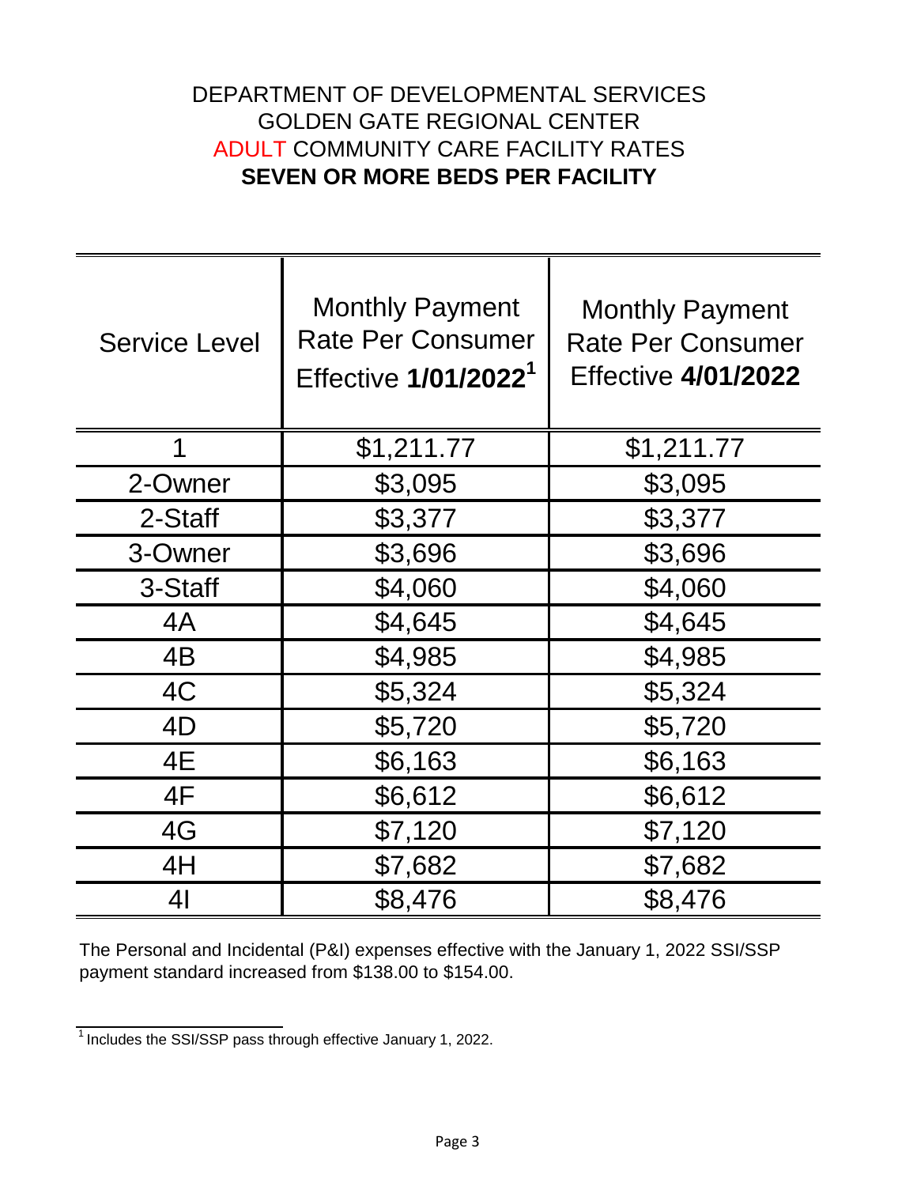DEPARTMENT OF DEVELOPMENTAL SERVICES
GOLDEN GATE REGIONAL CENTER
ADULT COMMUNITY CARE FACILITY RATES
**SEVEN OR MORE BEDS PER FACILITY**

| Service Level | Monthly Payment Rate Per Consumer Effective **1/01/2022**[1] | Monthly Payment Rate Per Consumer Effective **4/01/2022** |
|---|---|---|
| 1 | $1,211.77 | $1,211.77 |
| 2-Owner | $3,095 | $3,095 |
| 2-Staff | $3,377 | $3,377 |
| 3-Owner | $3,696 | $3,696 |
| 3-Staff | $4,060 | $4,060 |
| 4A | $4,645 | $4,645 |
| 4B | $4,985 | $4,985 |
| 4C | $5,324 | $5,324 |
| 4D | $5,720 | $5,720 |
| 4E | $6,163 | $6,163 |
| 4F | $6,612 | $6,612 |
| 4G | $7,120 | $7,120 |
| 4H | $7,682 | $7,682 |
| 4I | $8,476 | $8,476 |

The Personal and Incidental (P&I) expenses effective with the January 1, 2022 SSI/SSP payment standard increased from $138.00 to $154.00.

[1] Includes the SSI/SSP pass through effective January 1, 2022.